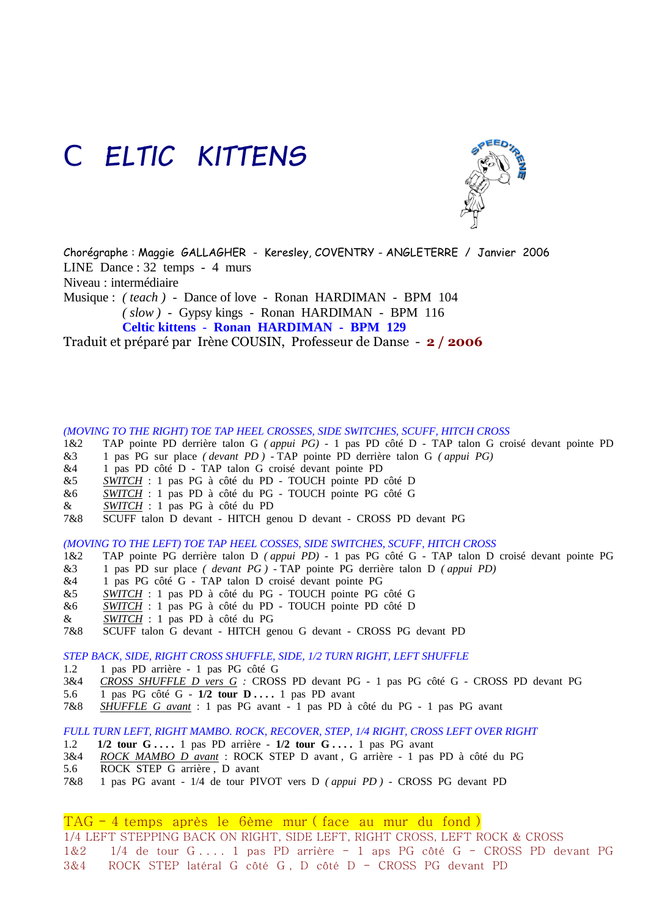# C ELTIC KITTENS

Chorégraphe : Maggie GALLAGHER - Keresley, COVENTRY - ANGLETERRE / Janvier 2006
LINE Dance : 32 temps - 4 murs
Niveau : intermédiaire
Musique : *( teach )* - Dance of love - Ronan HARDIMAN - BPM 104
*( slow )* - Gypsy kings - Ronan HARDIMAN - BPM 116
**Celtic kittens - Ronan HARDIMAN - BPM 129**
Traduit et préparé par Irène COUSIN, Professeur de Danse - **2 / 2006**

*(MOVING TO THE RIGHT) TOE TAP HEEL CROSSES, SIDE SWITCHES, SCUFF, HITCH CROSS*

| | |
|---|---|
| 1&2 | TAP pointe PD derrière talon G *( appui PG)* - 1 pas PD côté D - TAP talon G croisé devant pointe PD |
| &3 | 1 pas PG sur place *( devant PD )* - TAP pointe PD derrière talon G *( appui PG)* |
| &4 | 1 pas PD côté D - TAP talon G croisé devant pointe PD |
| &5 | SWITCH : 1 pas PG à côté du PD - TOUCH pointe PD côté D |
| &6 | SWITCH : 1 pas PD à côté du PG - TOUCH pointe PG côté G |
| & | SWITCH : 1 pas PG à côté du PD |
| 7&8 | SCUFF talon D devant - HITCH genou D devant - CROSS PD devant PG |

*(MOVING TO THE LEFT) TOE TAP HEEL COSSES, SIDE SWITCHES, SCUFF, HITCH CROSS*

| | |
|---|---|
| 1&2 | TAP pointe PG derrière talon D *( appui PD)* - 1 pas PG côté G - TAP talon D croisé devant pointe PG |
| &3 | 1 pas PD sur place *( devant PG )* - TAP pointe PG derrière talon D *( appui PD)* |
| &4 | 1 pas PG côté G - TAP talon D croisé devant pointe PG |
| &5 | SWITCH : 1 pas PD à côté du PG - TOUCH pointe PG côté G |
| &6 | SWITCH : 1 pas PG à côté du PD - TOUCH pointe PD côté D |
| & | SWITCH : 1 pas PD à côté du PG |
| 7&8 | SCUFF talon G devant - HITCH genou G devant - CROSS PG devant PD |

*STEP BACK, SIDE, RIGHT CROSS SHUFFLE, SIDE, 1/2 TURN RIGHT, LEFT SHUFFLE*

| | |
|---|---|
| 1.2 | 1 pas PD arrière - 1 pas PG côté G |
| 3&4 | *CROSS SHUFFLE D vers G :* CROSS PD devant PG - 1 pas PG côté G - CROSS PD devant PG |
| 5.6 | 1 pas PG côté G - **1/2 tour D . . . .** 1 pas PD avant |
| 7&8 | *SHUFFLE G avant* : 1 pas PG avant - 1 pas PD à côté du PG - 1 pas PG avant |

*FULL TURN LEFT, RIGHT MAMBO. ROCK, RECOVER, STEP, 1/4 RIGHT, CROSS LEFT OVER RIGHT*

| | |
|---|---|
| 1.2 | **1/2 tour G . . . .** 1 pas PD arrière - **1/2 tour G . . . .** 1 pas PG avant |
| 3&4 | *ROCK MAMBO D avant* : ROCK STEP D avant , G arrière - 1 pas PD à côté du PG |
| 5.6 | ROCK STEP G arrière , D avant |
| 7&8 | 1 pas PG avant - 1/4 de tour PIVOT vers D *( appui PD )* - CROSS PG devant PD |

TAG - 4 temps après le 6ème mur ( face au mur du fond )

1/4 LEFT STEPPING BACK ON RIGHT, SIDE LEFT, RIGHT CROSS, LEFT ROCK & CROSS

| | |
|---|---|
| 1&2 | 1/4 de tour G . . . . 1 pas PD arrière - 1 aps PG côté G - CROSS PD devant PG |
| 3&4 | ROCK STEP latéral G côté G , D côté D - CROSS PG devant PD |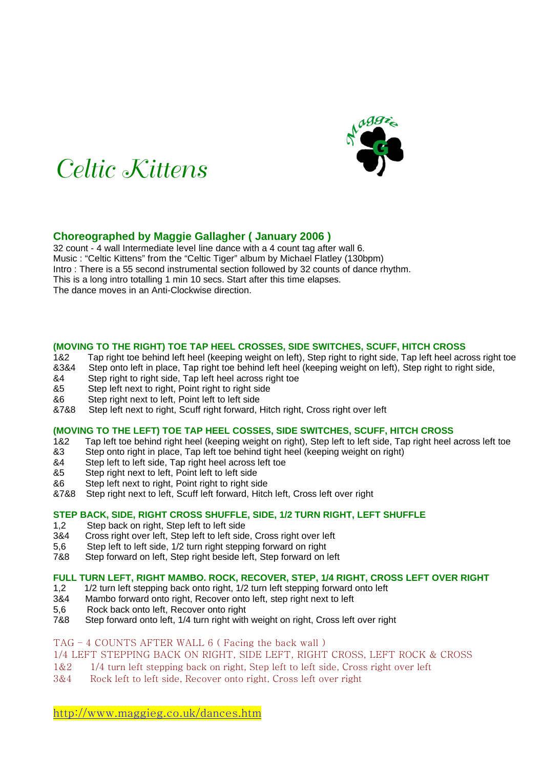// Celtic Kittens

Maggie G

# Celtic Kittens

## Choreographed by Maggie Gallagher ( January 2006 )

32 count - 4 wall Intermediate level line dance with a 4 count tag after wall 6.
Music : "Celtic Kittens" from the "Celtic Tiger" album by Michael Flatley (130bpm)
Intro : There is a 55 second instrumental section followed by 32 counts of dance rhythm.
This is a long intro totalling 1 min 10 secs. Start after this time elapses.
The dance moves in an Anti-Clockwise direction.

### (MOVING TO THE RIGHT) TOE TAP HEEL CROSSES, SIDE SWITCHES, SCUFF, HITCH CROSS

1&2 Tap right toe behind left heel (keeping weight on left), Step right to right side, Tap left heel across right toe
&3&4 Step onto left in place, Tap right toe behind left heel (keeping weight on left), Step right to right side,
&4 Step right to right side, Tap left heel across right toe
&5 Step left next to right, Point right to right side
&6 Step right next to left, Point left to left side
&7&8 Step left next to right, Scuff right forward, Hitch right, Cross right over left

### (MOVING TO THE LEFT) TOE TAP HEEL COSSES, SIDE SWITCHES, SCUFF, HITCH CROSS

1&2 Tap left toe behind right heel (keeping weight on right), Step left to left side, Tap right heel across left toe
&3 Step onto right in place, Tap left toe behind tight heel (keeping weight on right)
&4 Step left to left side, Tap right heel across left toe
&5 Step right next to left, Point left to left side
&6 Step left next to right, Point right to right side
&7&8 Step right next to left, Scuff left forward, Hitch left, Cross left over right

### STEP BACK, SIDE, RIGHT CROSS SHUFFLE, SIDE, 1/2 TURN RIGHT, LEFT SHUFFLE

1,2 Step back on right, Step left to left side
3&4 Cross right over left, Step left to left side, Cross right over left
5,6 Step left to left side, 1/2 turn right stepping forward on right
7&8 Step forward on left, Step right beside left, Step forward on left

### FULL TURN LEFT, RIGHT MAMBO. ROCK, RECOVER, STEP, 1/4 RIGHT, CROSS LEFT OVER RIGHT

1,2 1/2 turn left stepping back onto right, 1/2 turn left stepping forward onto left
3&4 Mambo forward onto right, Recover onto left, step right next to left
5,6 Rock back onto left, Recover onto right
7&8 Step forward onto left, 1/4 turn right with weight on right, Cross left over right

TAG – 4 COUNTS AFTER WALL 6 ( Facing the back wall )
1/4 LEFT STEPPING BACK ON RIGHT, SIDE LEFT, RIGHT CROSS, LEFT ROCK & CROSS

1&2 1/4 turn left stepping back on right, Step left to left side, Cross right over left
3&4 Rock left to left side, Recover onto right, Cross left over right

http://www.maggieg.co.uk/dances.htm